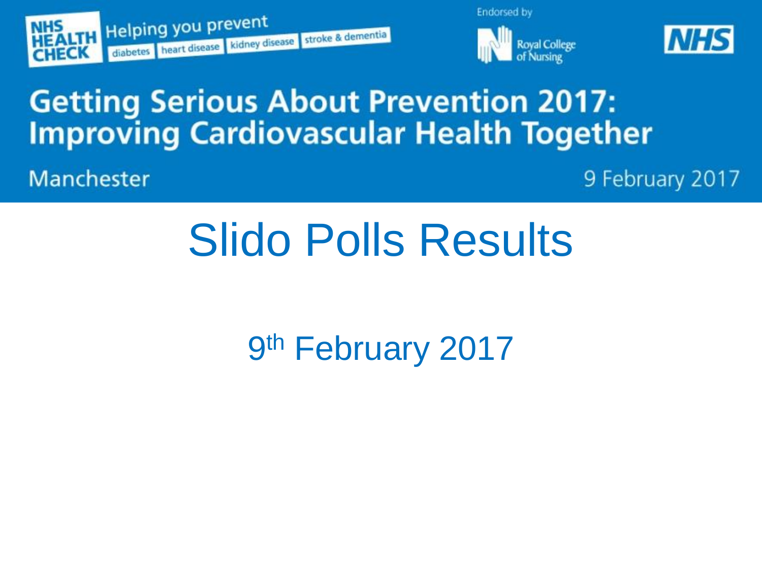NHS HEALTH CHECK Helping you prevent diabetes | heart disease | kidney disease | stroke & dementia

Endorsed by Royal College of Nursing | NHS

# Getting Serious About Prevention 2017: Improving Cardiovascular Health Together

Manchester

9 February 2017

# Slido Polls Results

9th February 2017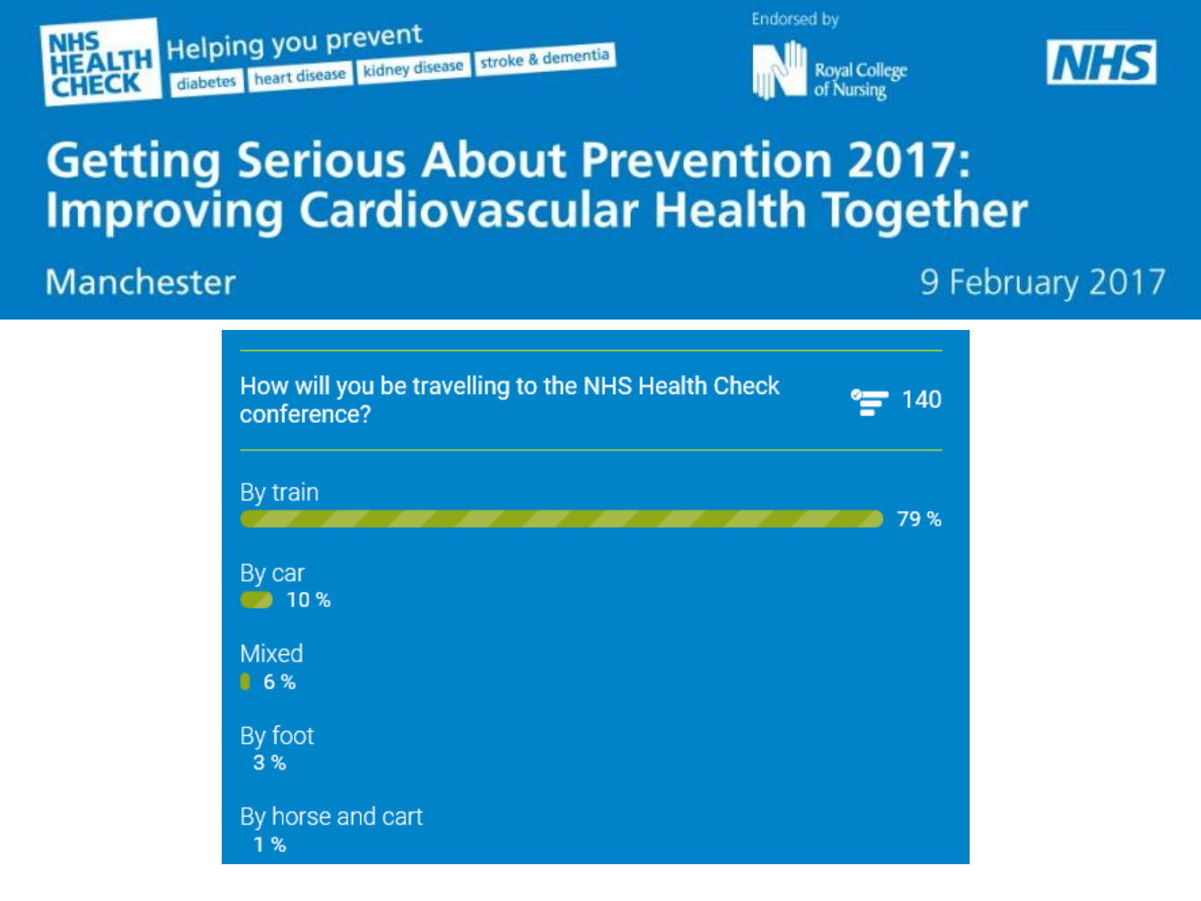NHS HEALTH CHECK

Helping you prevent diabetes heart disease kidney disease stroke & dementia

Endorsed by Royal College of Nursing

NHS

# Getting Serious About Prevention 2017: Improving Cardiovascular Health Together

Manchester

9 February 2017

How will you be travelling to the NHS Health Check conference? 140

| Option | Percentage |
| --- | --- |
| By train | 79 % |
| By car | 10 % |
| Mixed | 6 % |
| By foot | 3 % |
| By horse and cart | 1 % |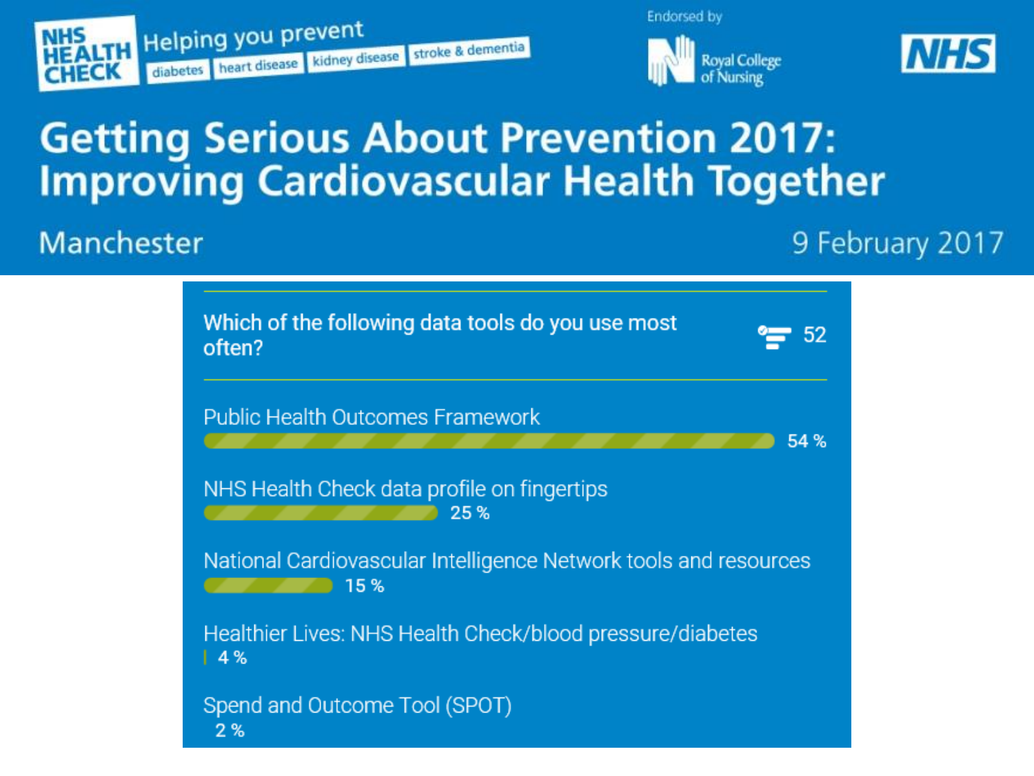NHS HEALTH CHECK

Helping you prevent

diabetes | heart disease | kidney disease | stroke & dementia

Endorsed by Royal College of Nursing

NHS

# Getting Serious About Prevention 2017: Improving Cardiovascular Health Together

Manchester

9 February 2017

## Which of the following data tools do you use most often?

52

| Data tool | % |
| --- | --- |
| Public Health Outcomes Framework | 54 % |
| NHS Health Check data profile on fingertips | 25 % |
| National Cardiovascular Intelligence Network tools and resources | 15 % |
| Healthier Lives: NHS Health Check/blood pressure/diabetes | 4 % |
| Spend and Outcome Tool (SPOT) | 2 % |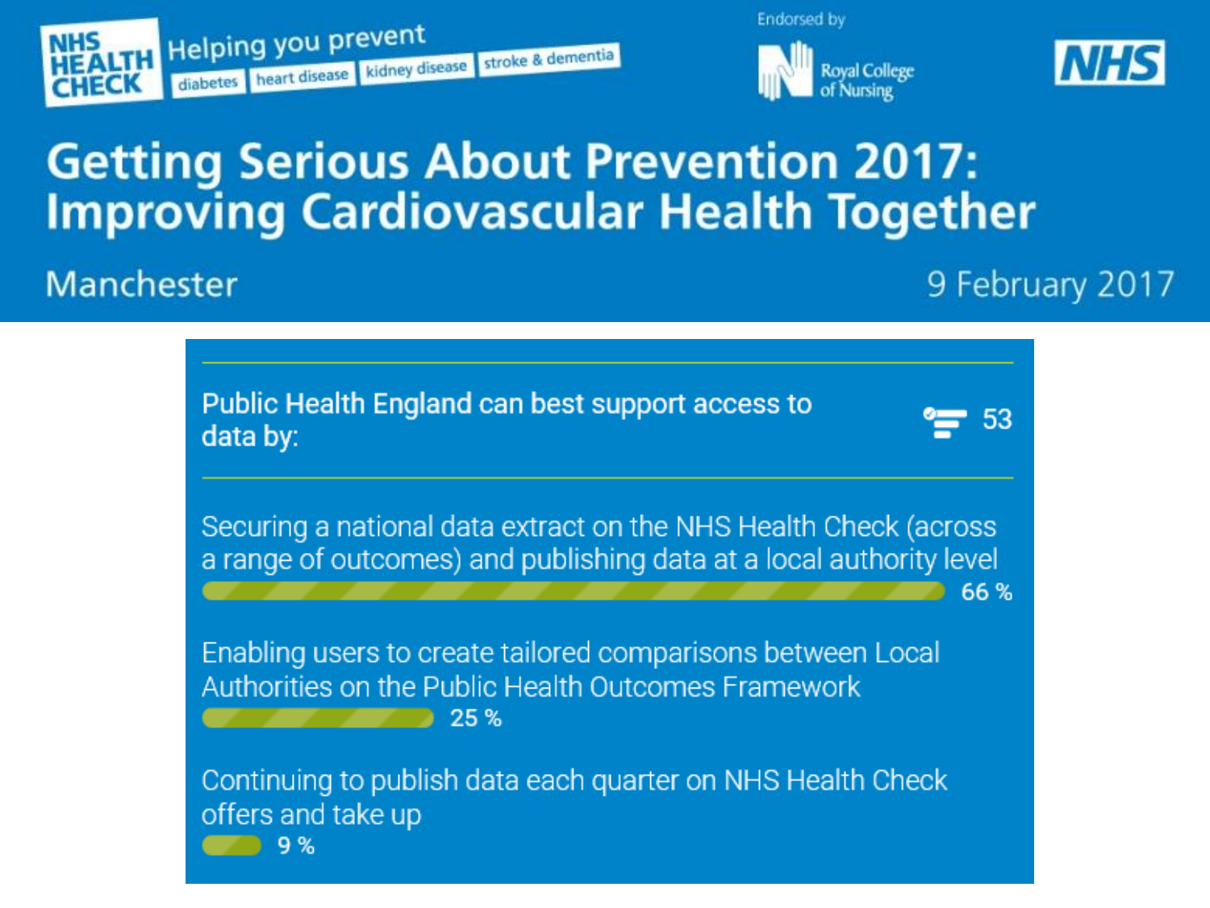NHS HEALTH CHECK — Helping you prevent diabetes, heart disease, kidney disease, stroke & dementia

Endorsed by Royal College of Nursing

NHS

# Getting Serious About Prevention 2017: Improving Cardiovascular Health Together

Manchester

9 February 2017

**Public Health England can best support access to data by:** 53

| Option | Percentage |
| --- | --- |
| Securing a national data extract on the NHS Health Check (across a range of outcomes) and publishing data at a local authority level | 66 % |
| Enabling users to create tailored comparisons between Local Authorities on the Public Health Outcomes Framework | 25 % |
| Continuing to publish data each quarter on NHS Health Check offers and take up | 9 % |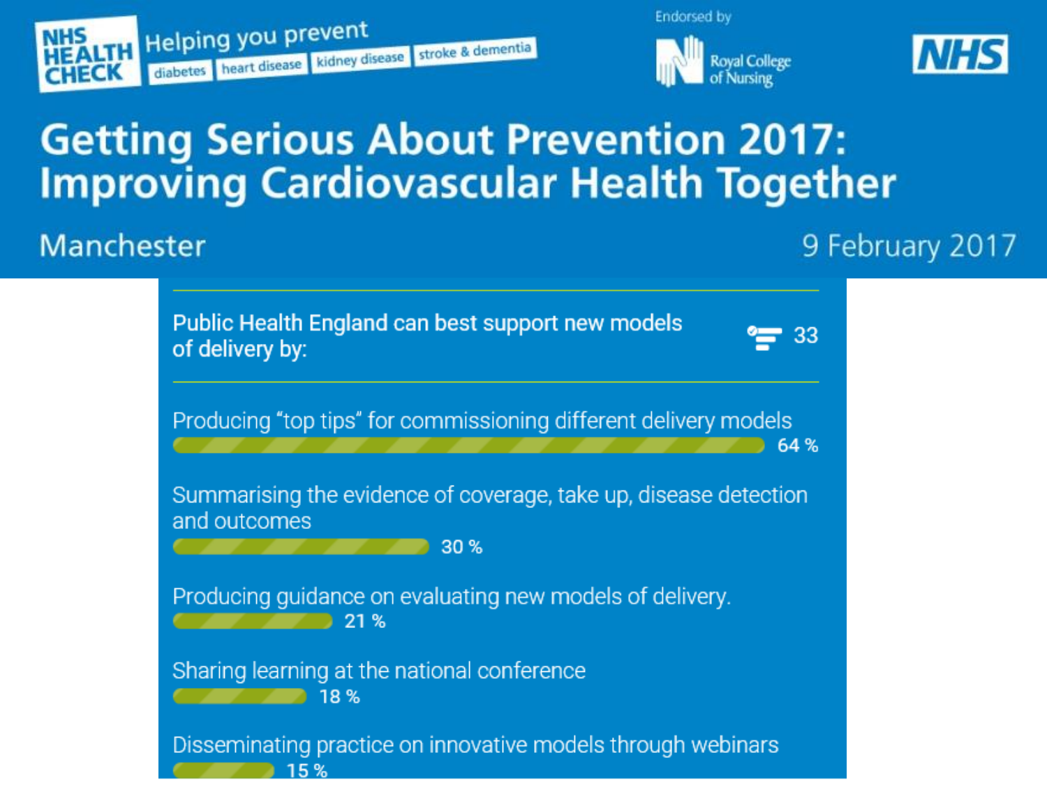NHS HEALTH CHECK — Helping you prevent: diabetes, heart disease, kidney disease, stroke & dementia

Endorsed by Royal College of Nursing

NHS

# Getting Serious About Prevention 2017: Improving Cardiovascular Health Together

Manchester — 9 February 2017

**Public Health England can best support new models of delivery by:** 33

| Option | Response |
| --- | --- |
| Producing "top tips" for commissioning different delivery models | 64 % |
| Summarising the evidence of coverage, take up, disease detection and outcomes | 30 % |
| Producing guidance on evaluating new models of delivery. | 21 % |
| Sharing learning at the national conference | 18 % |
| Disseminating practice on innovative models through webinars | 15 % |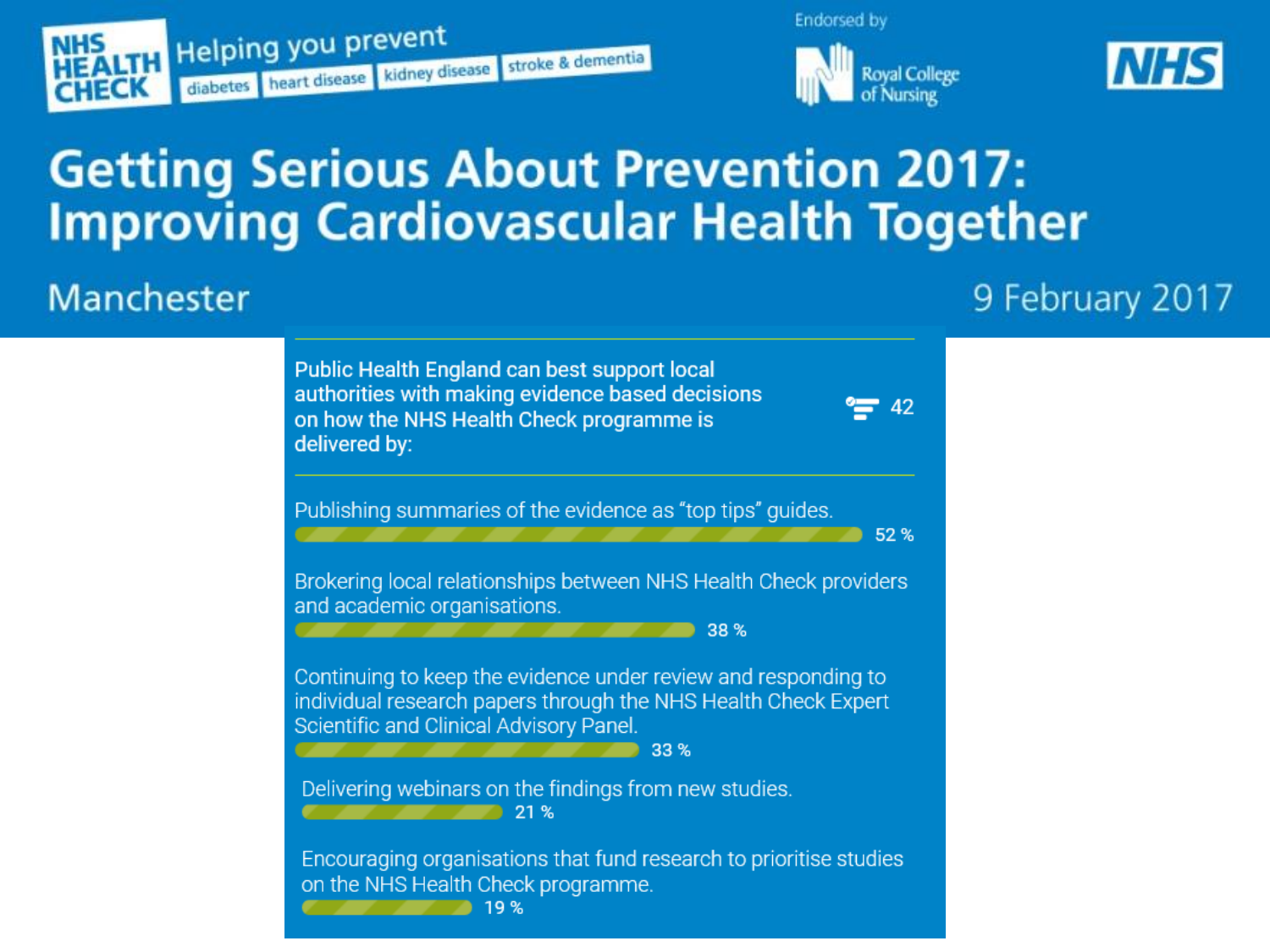NHS HEALTH CHECK — Helping you prevent diabetes, heart disease, kidney disease, stroke & dementia

Endorsed by Royal College of Nursing

NHS

# Getting Serious About Prevention 2017: Improving Cardiovascular Health Together

Manchester

9 February 2017

**Public Health England can best support local authorities with making evidence based decisions on how the NHS Health Check programme is delivered by:**

42

| Option | Percentage |
| --- | --- |
| Publishing summaries of the evidence as "top tips" guides. | 52 % |
| Brokering local relationships between NHS Health Check providers and academic organisations. | 38 % |
| Continuing to keep the evidence under review and responding to individual research papers through the NHS Health Check Expert Scientific and Clinical Advisory Panel. | 33 % |
| Delivering webinars on the findings from new studies. | 21 % |
| Encouraging organisations that fund research to prioritise studies on the NHS Health Check programme. | 19 % |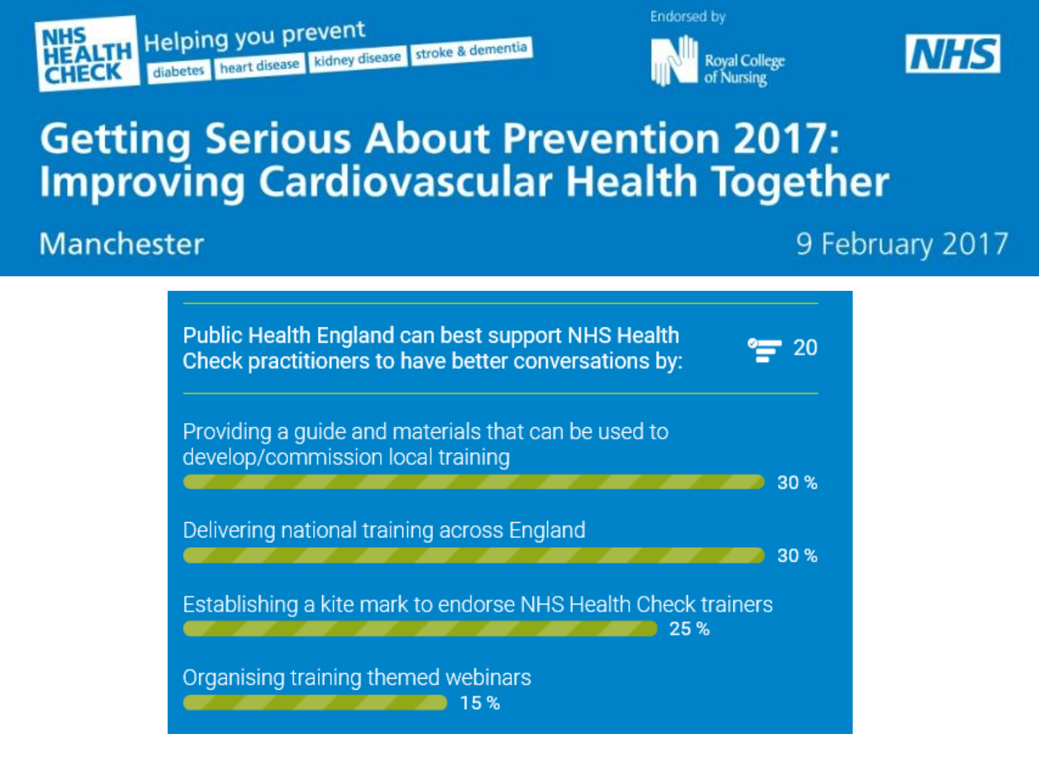NHS HEALTH CHECK Helping you prevent diabetes | heart disease | kidney disease | stroke & dementia

Endorsed by Royal College of Nursing

NHS

# Getting Serious About Prevention 2017: Improving Cardiovascular Health Together

Manchester

9 February 2017

## Public Health England can best support NHS Health Check practitioners to have better conversations by:

20

| Option | Percentage |
|---|---|
| Providing a guide and materials that can be used to develop/commission local training | 30 % |
| Delivering national training across England | 30 % |
| Establishing a kite mark to endorse NHS Health Check trainers | 25 % |
| Organising training themed webinars | 15 % |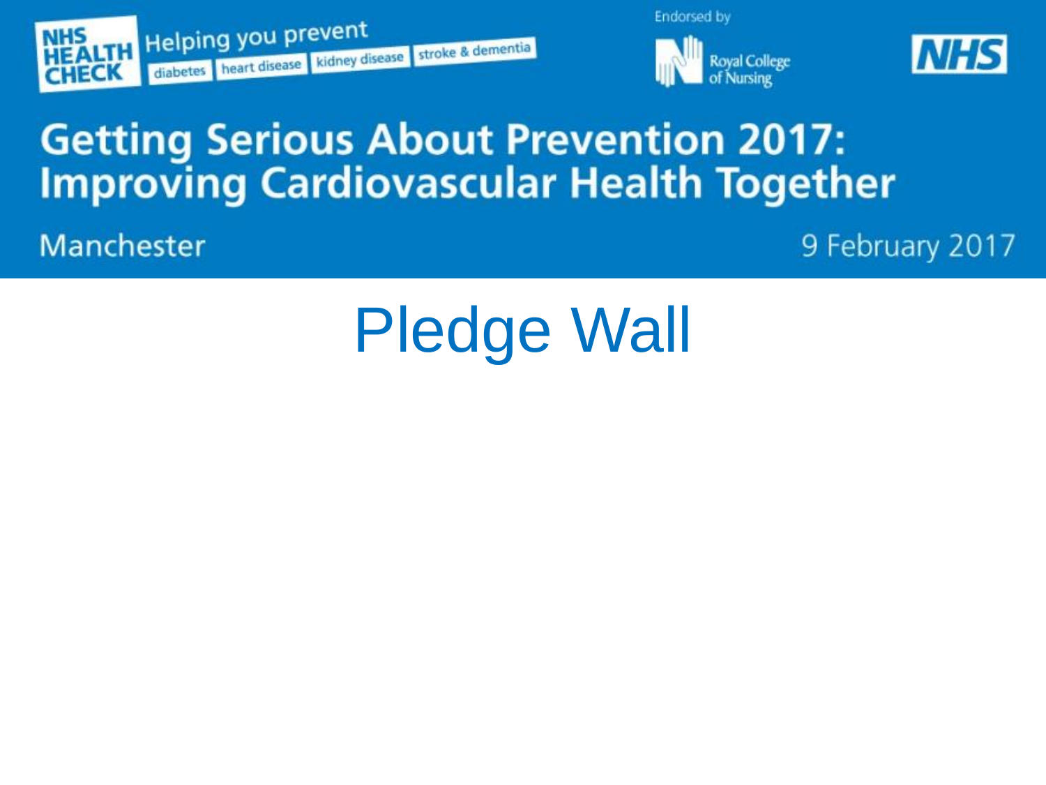NHS HEALTH CHECK Helping you prevent diabetes heart disease kidney disease stroke & dementia

Endorsed by Royal College of Nursing NHS

**Getting Serious About Prevention 2017: Improving Cardiovascular Health Together**

Manchester 9 February 2017

# Pledge Wall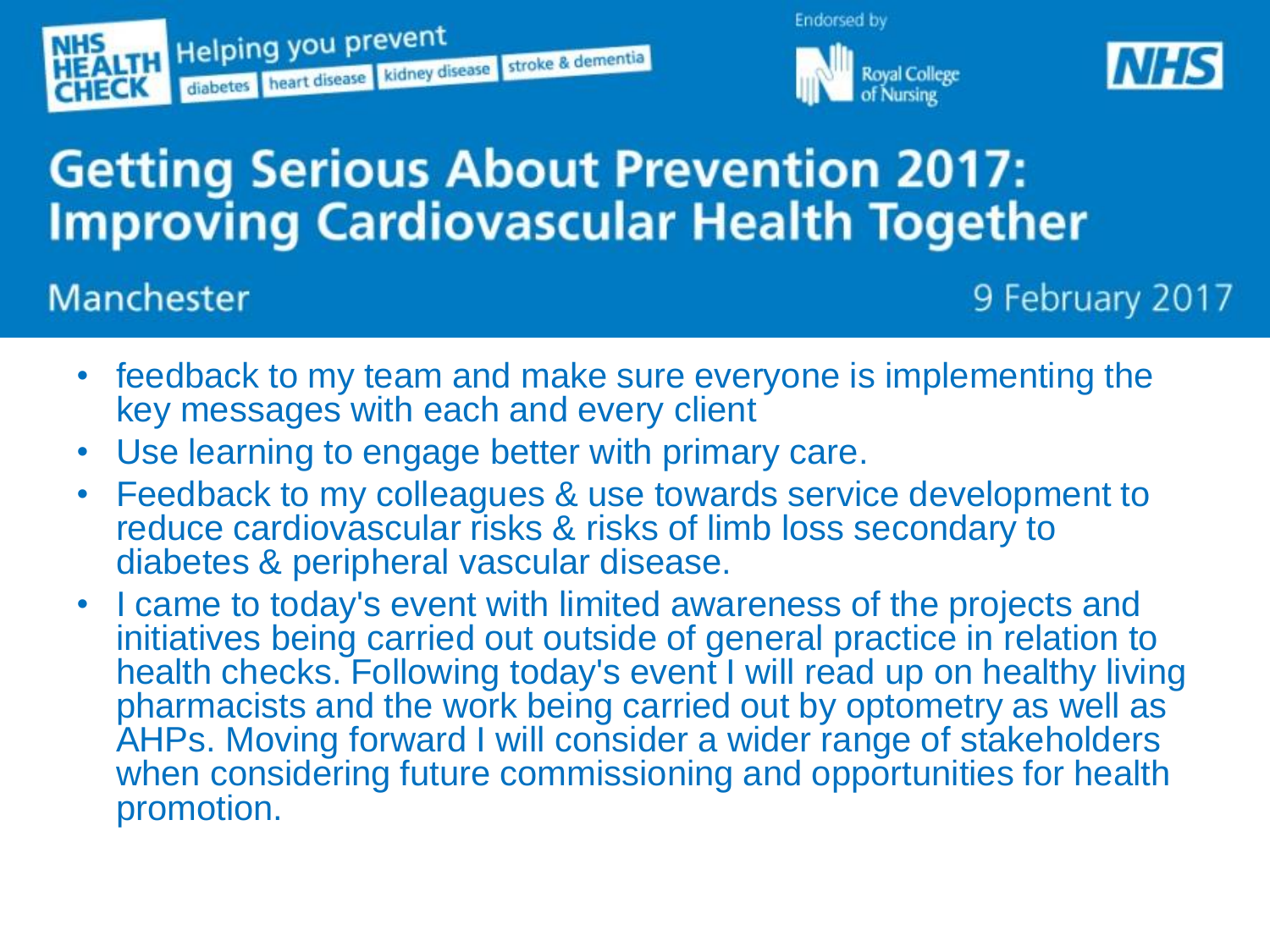- feedback to my team and make sure everyone is implementing the key messages with each and every client
- Use learning to engage better with primary care.
- Feedback to my colleagues & use towards service development to reduce cardiovascular risks & risks of limb loss secondary to diabetes & peripheral vascular disease.
- I came to today's event with limited awareness of the projects and initiatives being carried out outside of general practice in relation to health checks. Following today's event I will read up on healthy living pharmacists and the work being carried out by optometry as well as AHPs. Moving forward I will consider a wider range of stakeholders when considering future commissioning and opportunities for health promotion.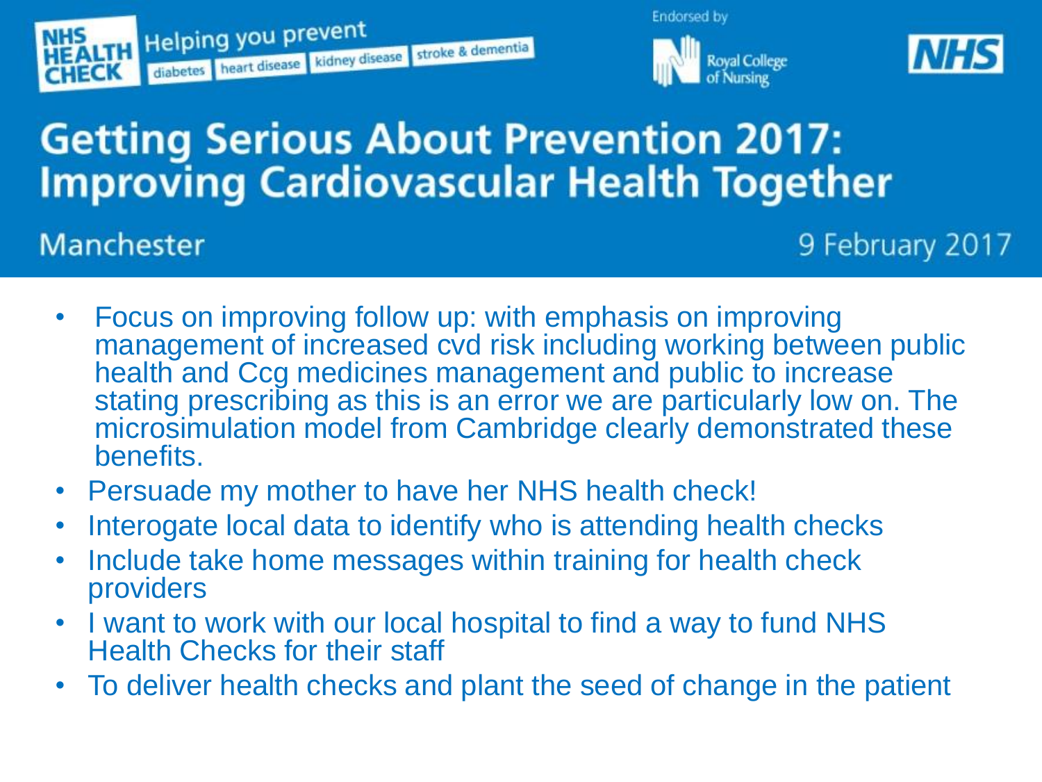NHS HEALTH CHECK Helping you prevent diabetes heart disease kidney disease stroke & dementia

Endorsed by Royal College of Nursing NHS

# Getting Serious About Prevention 2017: Improving Cardiovascular Health Together

Manchester 9 February 2017

- Focus on improving follow up: with emphasis on improving management of increased cvd risk including working between public health and Ccg medicines management and public to increase stating prescribing as this is an error we are particularly low on. The microsimulation model from Cambridge clearly demonstrated these benefits.
- Persuade my mother to have her NHS health check!
- Interogate local data to identify who is attending health checks
- Include take home messages within training for health check providers
- I want to work with our local hospital to find a way to fund NHS Health Checks for their staff
- To deliver health checks and plant the seed of change in the patient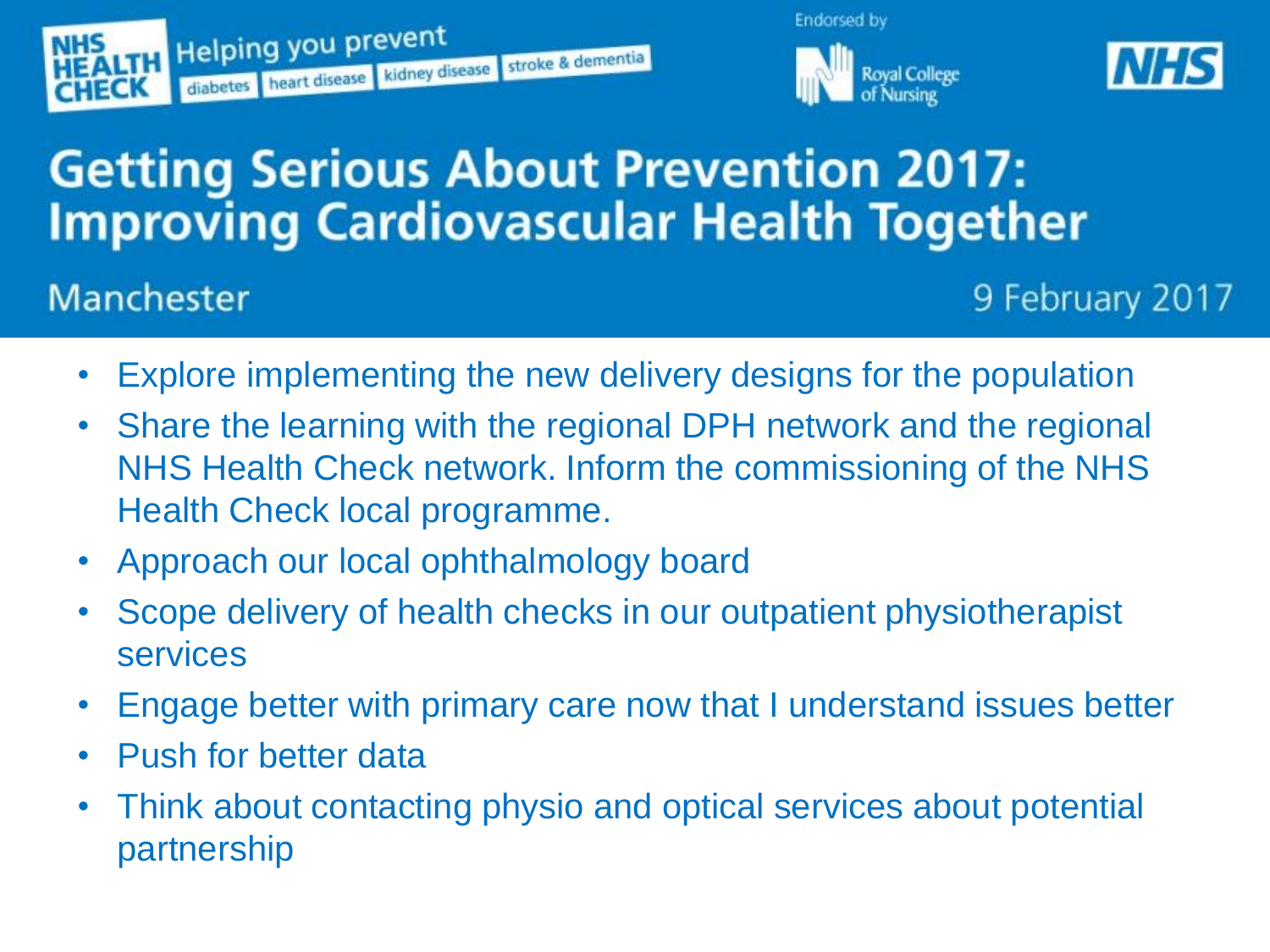NHS HEALTH CHECK Helping you prevent diabetes heart disease kidney disease stroke & dementia

Endorsed by Royal College of Nursing NHS

# Getting Serious About Prevention 2017: Improving Cardiovascular Health Together

Manchester

9 February 2017

- Explore implementing the new delivery designs for the population
- Share the learning with the regional DPH network and the regional NHS Health Check network. Inform the commissioning of the NHS Health Check local programme.
- Approach our local ophthalmology board
- Scope delivery of health checks in our outpatient physiotherapist services
- Engage better with primary care now that I understand issues better
- Push for better data
- Think about contacting physio and optical services about potential partnership